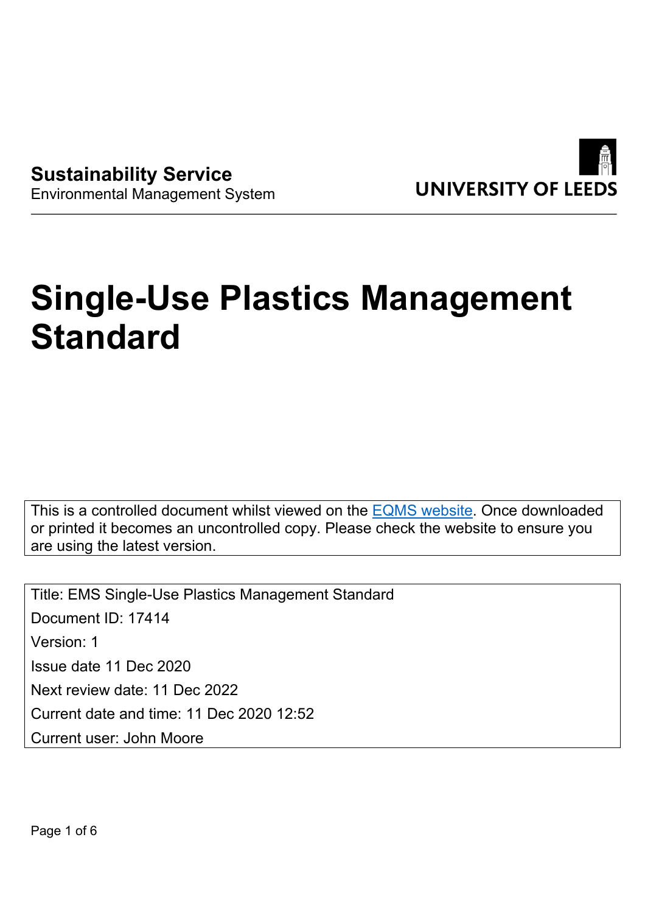**Sustainability Service**
Environmental Management System

UNIVERSITY OF LEEDS

# Single-Use Plastics Management Standard

This is a controlled document whilst viewed on the [EQMS website](). Once downloaded or printed it becomes an uncontrolled copy. Please check the website to ensure you are using the latest version.

Title: EMS Single-Use Plastics Management Standard

Document ID: 17414

Version: 1

Issue date 11 Dec 2020

Next review date: 11 Dec 2022

Current date and time: 11 Dec 2020 12:52

Current user: John Moore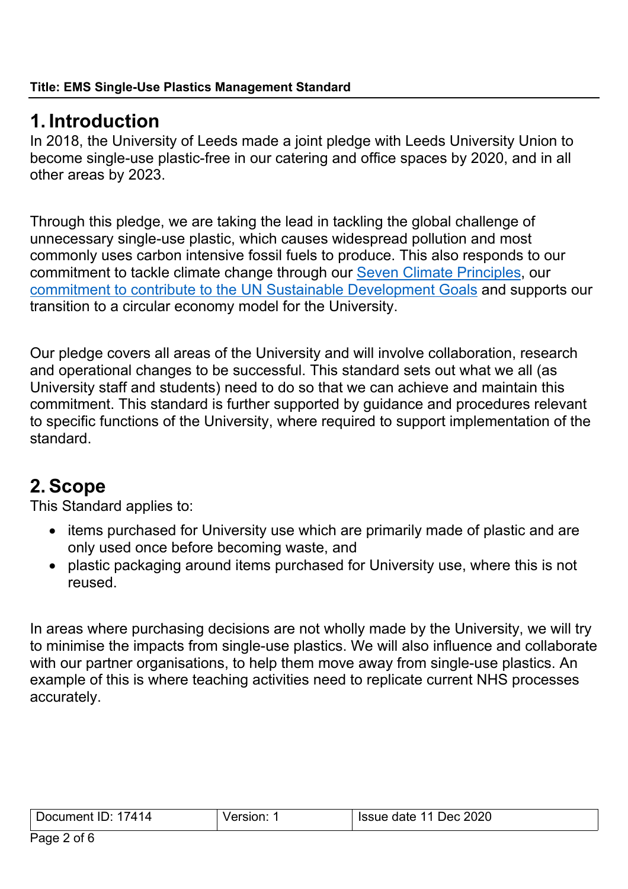## 1. Introduction

In 2018, the University of Leeds made a joint pledge with Leeds University Union to become single-use plastic-free in our catering and office spaces by 2020, and in all other areas by 2023.

Through this pledge, we are taking the lead in tackling the global challenge of unnecessary single-use plastic, which causes widespread pollution and most commonly uses carbon intensive fossil fuels to produce. This also responds to our commitment to tackle climate change through our Seven Climate Principles, our commitment to contribute to the UN Sustainable Development Goals and supports our transition to a circular economy model for the University.

Our pledge covers all areas of the University and will involve collaboration, research and operational changes to be successful. This standard sets out what we all (as University staff and students) need to do so that we can achieve and maintain this commitment. This standard is further supported by guidance and procedures relevant to specific functions of the University, where required to support implementation of the standard.

## 2. Scope

This Standard applies to:

- items purchased for University use which are primarily made of plastic and are only used once before becoming waste, and
- plastic packaging around items purchased for University use, where this is not reused.

In areas where purchasing decisions are not wholly made by the University, we will try to minimise the impacts from single-use plastics. We will also influence and collaborate with our partner organisations, to help them move away from single-use plastics. An example of this is where teaching activities need to replicate current NHS processes accurately.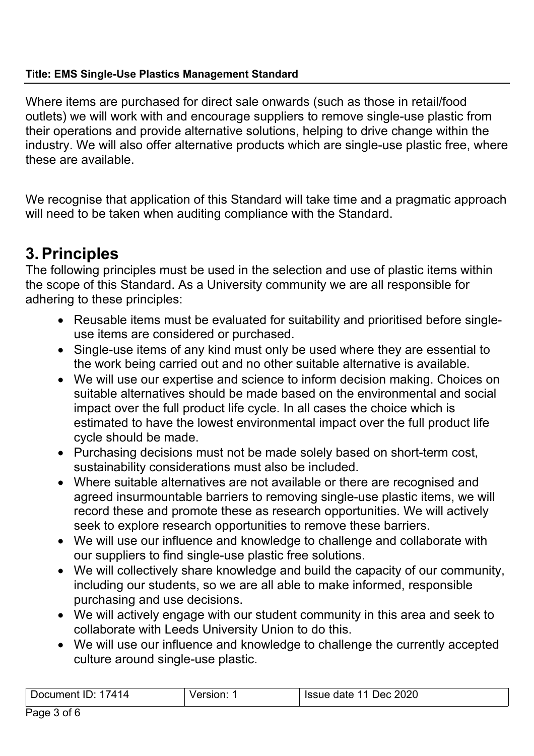Where items are purchased for direct sale onwards (such as those in retail/food outlets) we will work with and encourage suppliers to remove single-use plastic from their operations and provide alternative solutions, helping to drive change within the industry. We will also offer alternative products which are single-use plastic free, where these are available.

We recognise that application of this Standard will take time and a pragmatic approach will need to be taken when auditing compliance with the Standard.

## 3. Principles

The following principles must be used in the selection and use of plastic items within the scope of this Standard. As a University community we are all responsible for adhering to these principles:

- Reusable items must be evaluated for suitability and prioritised before single-use items are considered or purchased.
- Single-use items of any kind must only be used where they are essential to the work being carried out and no other suitable alternative is available.
- We will use our expertise and science to inform decision making. Choices on suitable alternatives should be made based on the environmental and social impact over the full product life cycle. In all cases the choice which is estimated to have the lowest environmental impact over the full product life cycle should be made.
- Purchasing decisions must not be made solely based on short-term cost, sustainability considerations must also be included.
- Where suitable alternatives are not available or there are recognised and agreed insurmountable barriers to removing single-use plastic items, we will record these and promote these as research opportunities. We will actively seek to explore research opportunities to remove these barriers.
- We will use our influence and knowledge to challenge and collaborate with our suppliers to find single-use plastic free solutions.
- We will collectively share knowledge and build the capacity of our community, including our students, so we are all able to make informed, responsible purchasing and use decisions.
- We will actively engage with our student community in this area and seek to collaborate with Leeds University Union to do this.
- We will use our influence and knowledge to challenge the currently accepted culture around single-use plastic.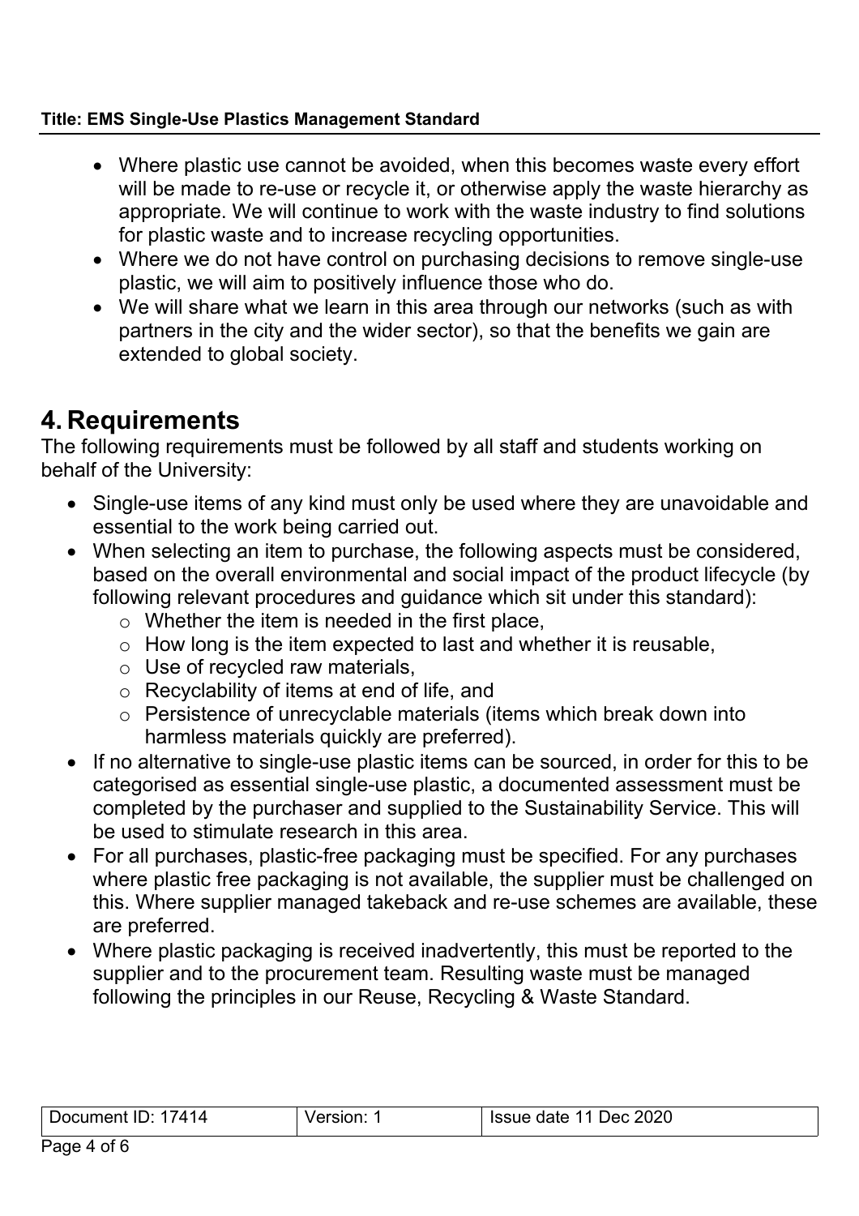- Where plastic use cannot be avoided, when this becomes waste every effort will be made to re-use or recycle it, or otherwise apply the waste hierarchy as appropriate. We will continue to work with the waste industry to find solutions for plastic waste and to increase recycling opportunities.
- Where we do not have control on purchasing decisions to remove single-use plastic, we will aim to positively influence those who do.
- We will share what we learn in this area through our networks (such as with partners in the city and the wider sector), so that the benefits we gain are extended to global society.

# 4. Requirements

The following requirements must be followed by all staff and students working on behalf of the University:

- Single-use items of any kind must only be used where they are unavoidable and essential to the work being carried out.
- When selecting an item to purchase, the following aspects must be considered, based on the overall environmental and social impact of the product lifecycle (by following relevant procedures and guidance which sit under this standard):
  - Whether the item is needed in the first place,
  - How long is the item expected to last and whether it is reusable,
  - Use of recycled raw materials,
  - Recyclability of items at end of life, and
  - Persistence of unrecyclable materials (items which break down into harmless materials quickly are preferred).
- If no alternative to single-use plastic items can be sourced, in order for this to be categorised as essential single-use plastic, a documented assessment must be completed by the purchaser and supplied to the Sustainability Service. This will be used to stimulate research in this area.
- For all purchases, plastic-free packaging must be specified. For any purchases where plastic free packaging is not available, the supplier must be challenged on this. Where supplier managed takeback and re-use schemes are available, these are preferred.
- Where plastic packaging is received inadvertently, this must be reported to the supplier and to the procurement team. Resulting waste must be managed following the principles in our Reuse, Recycling & Waste Standard.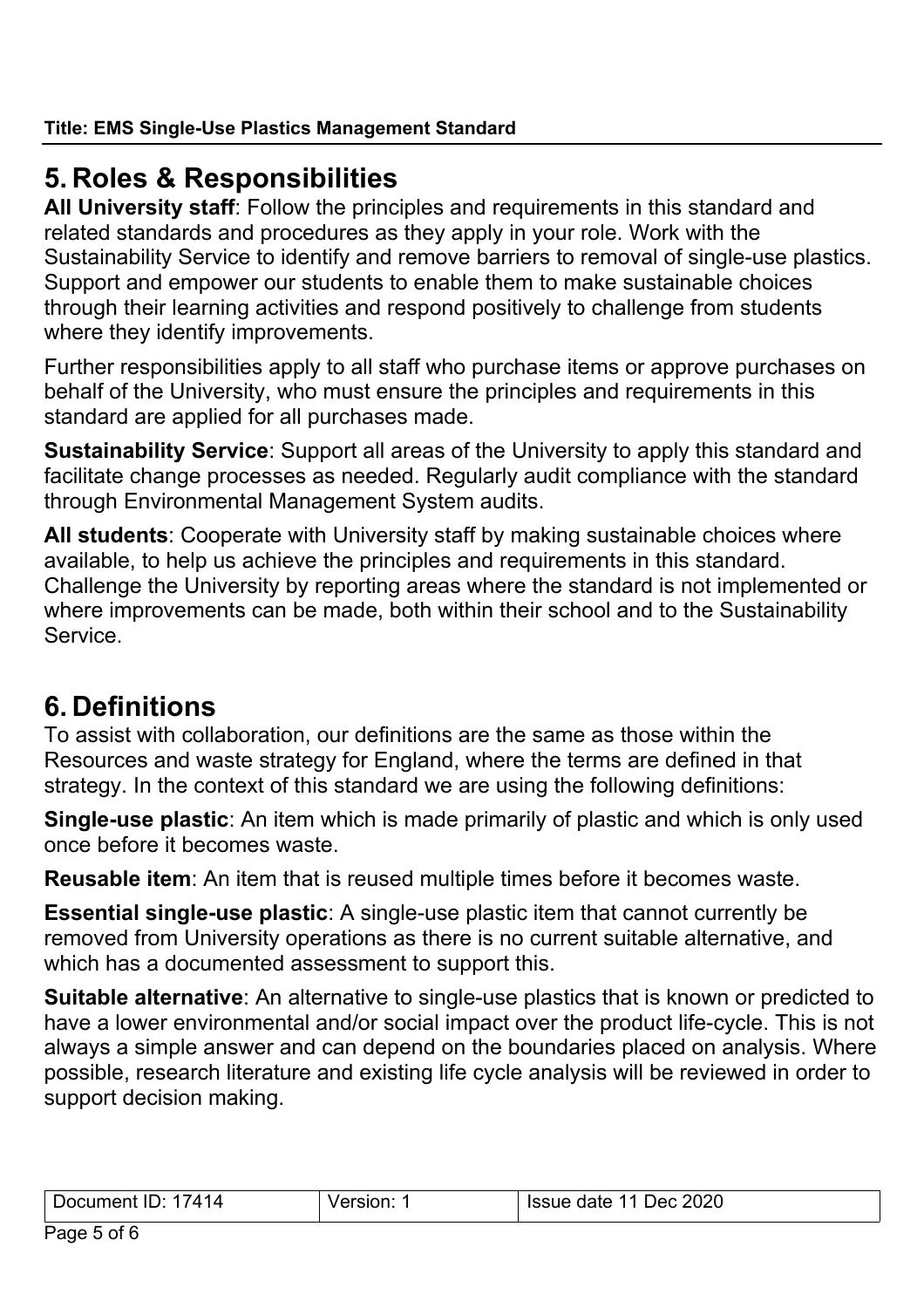## 5. Roles & Responsibilities

**All University staff**: Follow the principles and requirements in this standard and related standards and procedures as they apply in your role. Work with the Sustainability Service to identify and remove barriers to removal of single-use plastics. Support and empower our students to enable them to make sustainable choices through their learning activities and respond positively to challenge from students where they identify improvements.

Further responsibilities apply to all staff who purchase items or approve purchases on behalf of the University, who must ensure the principles and requirements in this standard are applied for all purchases made.

**Sustainability Service**: Support all areas of the University to apply this standard and facilitate change processes as needed. Regularly audit compliance with the standard through Environmental Management System audits.

**All students**: Cooperate with University staff by making sustainable choices where available, to help us achieve the principles and requirements in this standard. Challenge the University by reporting areas where the standard is not implemented or where improvements can be made, both within their school and to the Sustainability Service.

## 6. Definitions

To assist with collaboration, our definitions are the same as those within the Resources and waste strategy for England, where the terms are defined in that strategy. In the context of this standard we are using the following definitions:

**Single-use plastic**: An item which is made primarily of plastic and which is only used once before it becomes waste.

**Reusable item**: An item that is reused multiple times before it becomes waste.

**Essential single-use plastic**: A single-use plastic item that cannot currently be removed from University operations as there is no current suitable alternative, and which has a documented assessment to support this.

**Suitable alternative**: An alternative to single-use plastics that is known or predicted to have a lower environmental and/or social impact over the product life-cycle. This is not always a simple answer and can depend on the boundaries placed on analysis. Where possible, research literature and existing life cycle analysis will be reviewed in order to support decision making.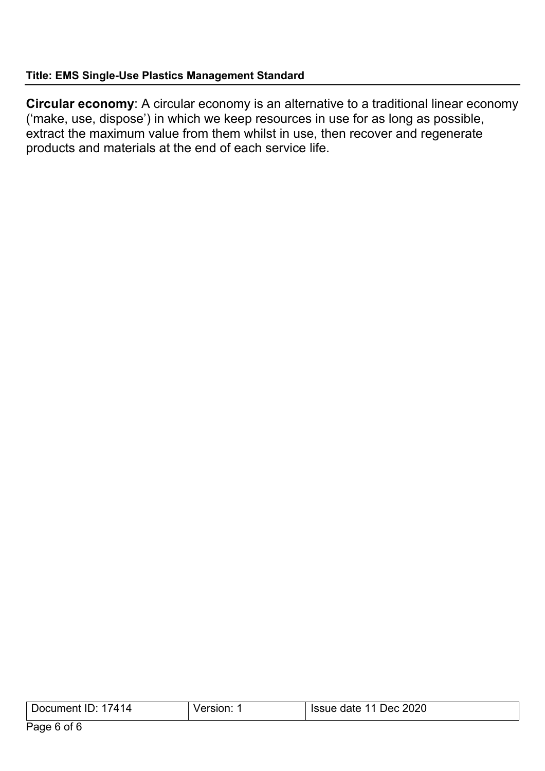**Circular economy**: A circular economy is an alternative to a traditional linear economy ('make, use, dispose') in which we keep resources in use for as long as possible, extract the maximum value from them whilst in use, then recover and regenerate products and materials at the end of each service life.